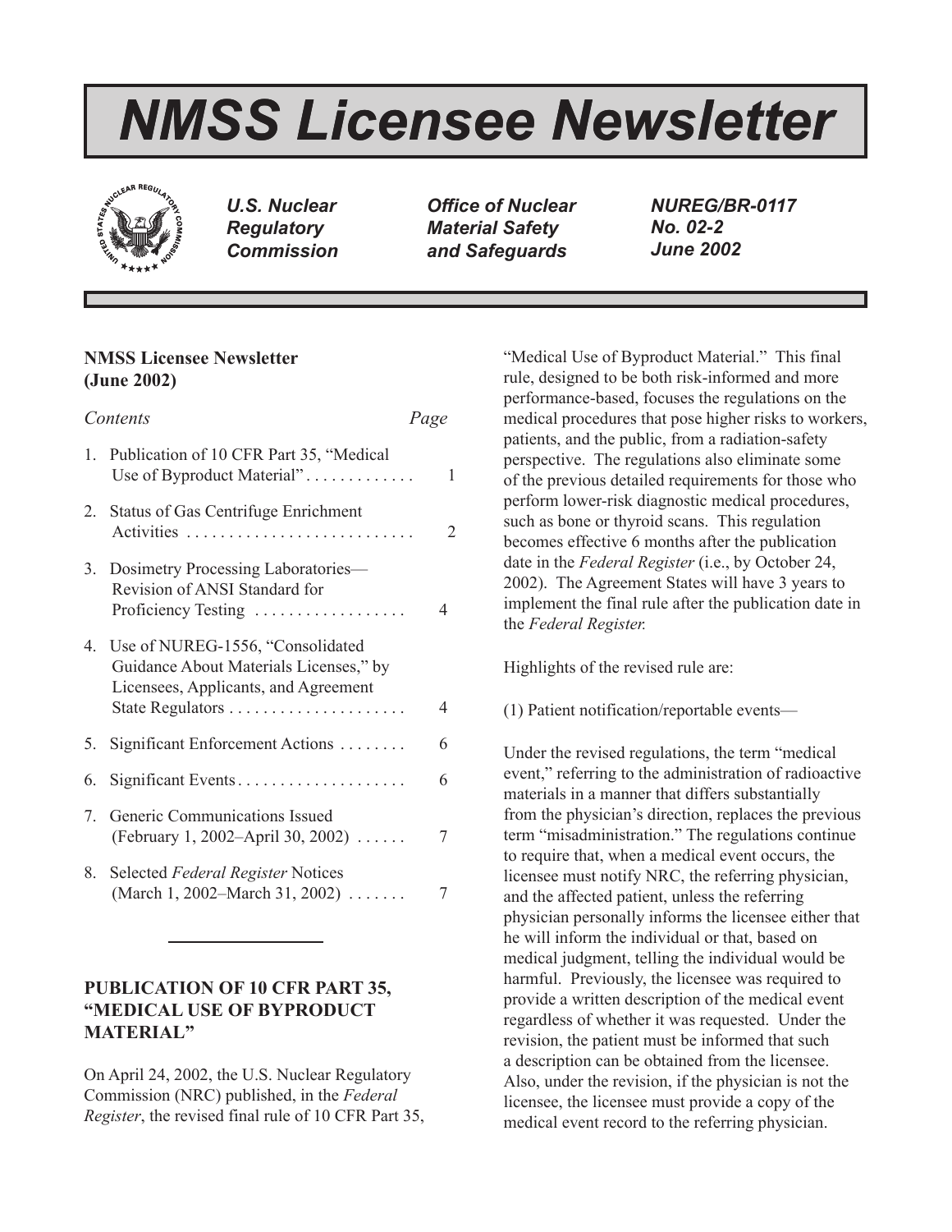# NMSS Licensee Newsletter

*U.S. Nuclear Regulatory Commission*

*Office of Nuclear Material Safety and Safeguards*

*NUREG/BR-0117*
*No. 02-2*
*June 2002*

**NMSS Licensee Newsletter (June 2002)**

| *Contents* | *Page* |
|---|---|
| 1. Publication of 10 CFR Part 35, "Medical Use of Byproduct Material" | 1 |
| 2. Status of Gas Centrifuge Enrichment Activities | 2 |
| 3. Dosimetry Processing Laboratories—Revision of ANSI Standard for Proficiency Testing | 4 |
| 4. Use of NUREG-1556, "Consolidated Guidance About Materials Licenses," by Licensees, Applicants, and Agreement State Regulators | 4 |
| 5. Significant Enforcement Actions | 6 |
| 6. Significant Events | 6 |
| 7. Generic Communications Issued (February 1, 2002–April 30, 2002) | 7 |
| 8. Selected *Federal Register* Notices (March 1, 2002–March 31, 2002) | 7 |

## PUBLICATION OF 10 CFR PART 35, "MEDICAL USE OF BYPRODUCT MATERIAL"

On April 24, 2002, the U.S. Nuclear Regulatory Commission (NRC) published, in the *Federal Register*, the revised final rule of 10 CFR Part 35, "Medical Use of Byproduct Material." This final rule, designed to be both risk-informed and more performance-based, focuses the regulations on the medical procedures that pose higher risks to workers, patients, and the public, from a radiation-safety perspective. The regulations also eliminate some of the previous detailed requirements for those who perform lower-risk diagnostic medical procedures, such as bone or thyroid scans. This regulation becomes effective 6 months after the publication date in the *Federal Register* (i.e., by October 24, 2002). The Agreement States will have 3 years to implement the final rule after the publication date in the *Federal Register.*

Highlights of the revised rule are:

(1) Patient notification/reportable events—

Under the revised regulations, the term "medical event," referring to the administration of radioactive materials in a manner that differs substantially from the physician's direction, replaces the previous term "misadministration." The regulations continue to require that, when a medical event occurs, the licensee must notify NRC, the referring physician, and the affected patient, unless the referring physician personally informs the licensee either that he will inform the individual or that, based on medical judgment, telling the individual would be harmful. Previously, the licensee was required to provide a written description of the medical event regardless of whether it was requested. Under the revision, the patient must be informed that such a description can be obtained from the licensee. Also, under the revision, if the physician is not the licensee, the licensee must provide a copy of the medical event record to the referring physician.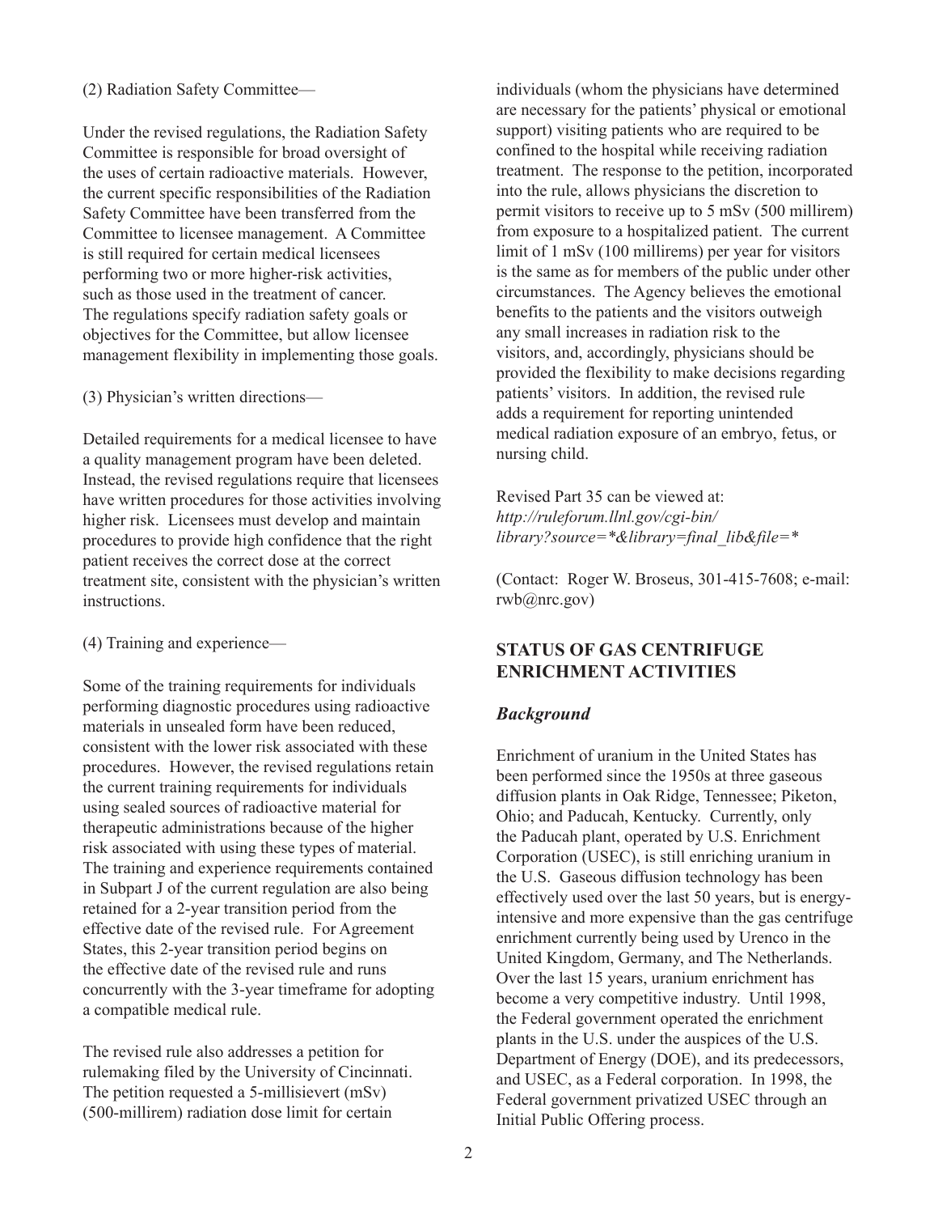(2) Radiation Safety Committee—

Under the revised regulations, the Radiation Safety Committee is responsible for broad oversight of the uses of certain radioactive materials. However, the current specific responsibilities of the Radiation Safety Committee have been transferred from the Committee to licensee management. A Committee is still required for certain medical licensees performing two or more higher-risk activities, such as those used in the treatment of cancer. The regulations specify radiation safety goals or objectives for the Committee, but allow licensee management flexibility in implementing those goals.

(3) Physician's written directions—

Detailed requirements for a medical licensee to have a quality management program have been deleted. Instead, the revised regulations require that licensees have written procedures for those activities involving higher risk. Licensees must develop and maintain procedures to provide high confidence that the right patient receives the correct dose at the correct treatment site, consistent with the physician's written instructions.

(4) Training and experience—

Some of the training requirements for individuals performing diagnostic procedures using radioactive materials in unsealed form have been reduced, consistent with the lower risk associated with these procedures. However, the revised regulations retain the current training requirements for individuals using sealed sources of radioactive material for therapeutic administrations because of the higher risk associated with using these types of material. The training and experience requirements contained in Subpart J of the current regulation are also being retained for a 2-year transition period from the effective date of the revised rule. For Agreement States, this 2-year transition period begins on the effective date of the revised rule and runs concurrently with the 3-year timeframe for adopting a compatible medical rule.

The revised rule also addresses a petition for rulemaking filed by the University of Cincinnati. The petition requested a 5-millisievert (mSv) (500-millirem) radiation dose limit for certain individuals (whom the physicians have determined are necessary for the patients' physical or emotional support) visiting patients who are required to be confined to the hospital while receiving radiation treatment. The response to the petition, incorporated into the rule, allows physicians the discretion to permit visitors to receive up to 5 mSv (500 millirem) from exposure to a hospitalized patient. The current limit of 1 mSv (100 millirems) per year for visitors is the same as for members of the public under other circumstances. The Agency believes the emotional benefits to the patients and the visitors outweigh any small increases in radiation risk to the visitors, and, accordingly, physicians should be provided the flexibility to make decisions regarding patients' visitors. In addition, the revised rule adds a requirement for reporting unintended medical radiation exposure of an embryo, fetus, or nursing child.

Revised Part 35 can be viewed at:
*http://ruleforum.llnl.gov/cgi-bin/library?source=*&library=final_lib&file=**

(Contact: Roger W. Broseus, 301-415-7608; e-mail: rwb@nrc.gov)

## STATUS OF GAS CENTRIFUGE ENRICHMENT ACTIVITIES

### *Background*

Enrichment of uranium in the United States has been performed since the 1950s at three gaseous diffusion plants in Oak Ridge, Tennessee; Piketon, Ohio; and Paducah, Kentucky. Currently, only the Paducah plant, operated by U.S. Enrichment Corporation (USEC), is still enriching uranium in the U.S. Gaseous diffusion technology has been effectively used over the last 50 years, but is energy-intensive and more expensive than the gas centrifuge enrichment currently being used by Urenco in the United Kingdom, Germany, and The Netherlands. Over the last 15 years, uranium enrichment has become a very competitive industry. Until 1998, the Federal government operated the enrichment plants in the U.S. under the auspices of the U.S. Department of Energy (DOE), and its predecessors, and USEC, as a Federal corporation. In 1998, the Federal government privatized USEC through an Initial Public Offering process.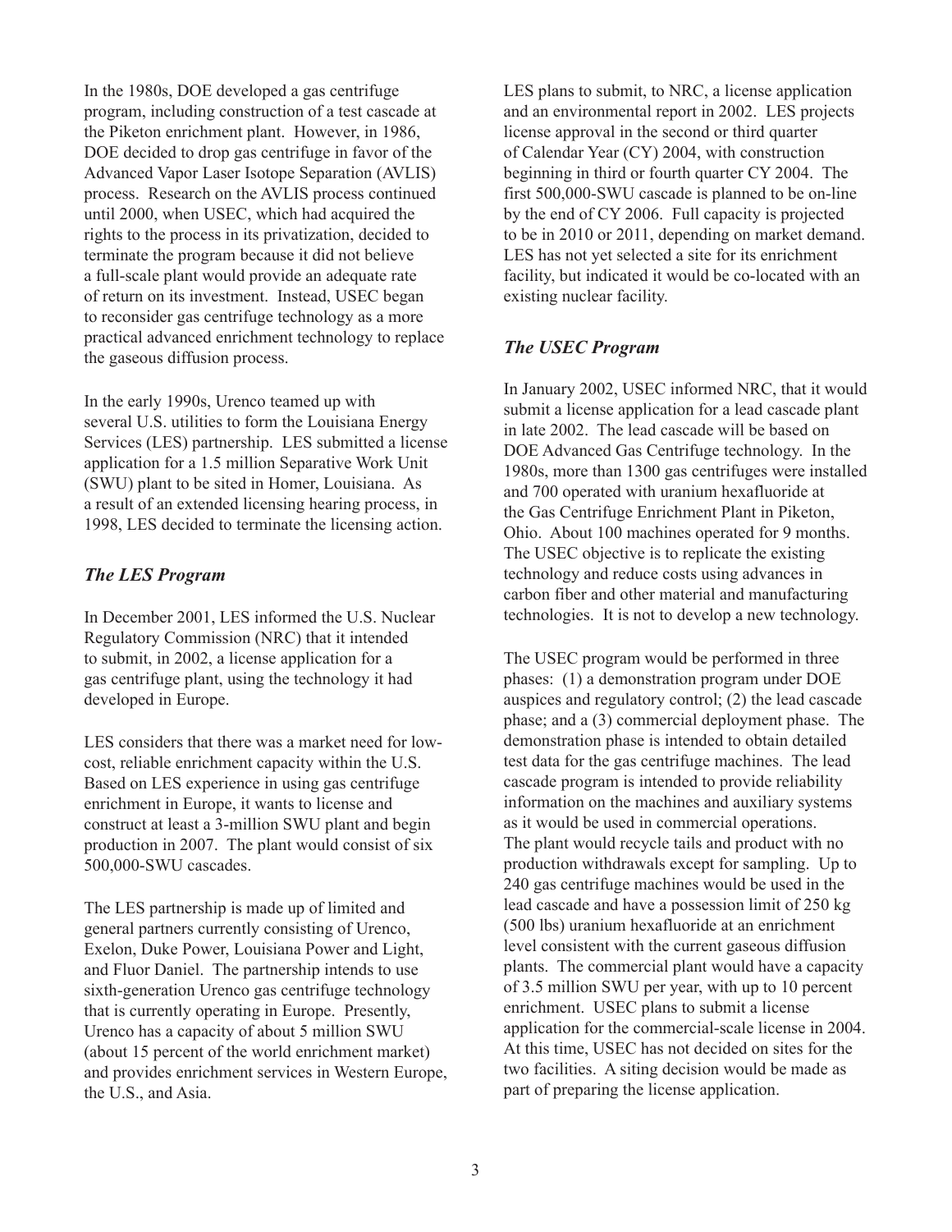In the 1980s, DOE developed a gas centrifuge program, including construction of a test cascade at the Piketon enrichment plant. However, in 1986, DOE decided to drop gas centrifuge in favor of the Advanced Vapor Laser Isotope Separation (AVLIS) process. Research on the AVLIS process continued until 2000, when USEC, which had acquired the rights to the process in its privatization, decided to terminate the program because it did not believe a full-scale plant would provide an adequate rate of return on its investment. Instead, USEC began to reconsider gas centrifuge technology as a more practical advanced enrichment technology to replace the gaseous diffusion process.

In the early 1990s, Urenco teamed up with several U.S. utilities to form the Louisiana Energy Services (LES) partnership. LES submitted a license application for a 1.5 million Separative Work Unit (SWU) plant to be sited in Homer, Louisiana. As a result of an extended licensing hearing process, in 1998, LES decided to terminate the licensing action.

### *The LES Program*

In December 2001, LES informed the U.S. Nuclear Regulatory Commission (NRC) that it intended to submit, in 2002, a license application for a gas centrifuge plant, using the technology it had developed in Europe.

LES considers that there was a market need for low-cost, reliable enrichment capacity within the U.S. Based on LES experience in using gas centrifuge enrichment in Europe, it wants to license and construct at least a 3-million SWU plant and begin production in 2007. The plant would consist of six 500,000-SWU cascades.

The LES partnership is made up of limited and general partners currently consisting of Urenco, Exelon, Duke Power, Louisiana Power and Light, and Fluor Daniel. The partnership intends to use sixth-generation Urenco gas centrifuge technology that is currently operating in Europe. Presently, Urenco has a capacity of about 5 million SWU (about 15 percent of the world enrichment market) and provides enrichment services in Western Europe, the U.S., and Asia.

LES plans to submit, to NRC, a license application and an environmental report in 2002. LES projects license approval in the second or third quarter of Calendar Year (CY) 2004, with construction beginning in third or fourth quarter CY 2004. The first 500,000-SWU cascade is planned to be on-line by the end of CY 2006. Full capacity is projected to be in 2010 or 2011, depending on market demand. LES has not yet selected a site for its enrichment facility, but indicated it would be co-located with an existing nuclear facility.

### *The USEC Program*

In January 2002, USEC informed NRC, that it would submit a license application for a lead cascade plant in late 2002. The lead cascade will be based on DOE Advanced Gas Centrifuge technology. In the 1980s, more than 1300 gas centrifuges were installed and 700 operated with uranium hexafluoride at the Gas Centrifuge Enrichment Plant in Piketon, Ohio. About 100 machines operated for 9 months. The USEC objective is to replicate the existing technology and reduce costs using advances in carbon fiber and other material and manufacturing technologies. It is not to develop a new technology.

The USEC program would be performed in three phases: (1) a demonstration program under DOE auspices and regulatory control; (2) the lead cascade phase; and a (3) commercial deployment phase. The demonstration phase is intended to obtain detailed test data for the gas centrifuge machines. The lead cascade program is intended to provide reliability information on the machines and auxiliary systems as it would be used in commercial operations. The plant would recycle tails and product with no production withdrawals except for sampling. Up to 240 gas centrifuge machines would be used in the lead cascade and have a possession limit of 250 kg (500 lbs) uranium hexafluoride at an enrichment level consistent with the current gaseous diffusion plants. The commercial plant would have a capacity of 3.5 million SWU per year, with up to 10 percent enrichment. USEC plans to submit a license application for the commercial-scale license in 2004. At this time, USEC has not decided on sites for the two facilities. A siting decision would be made as part of preparing the license application.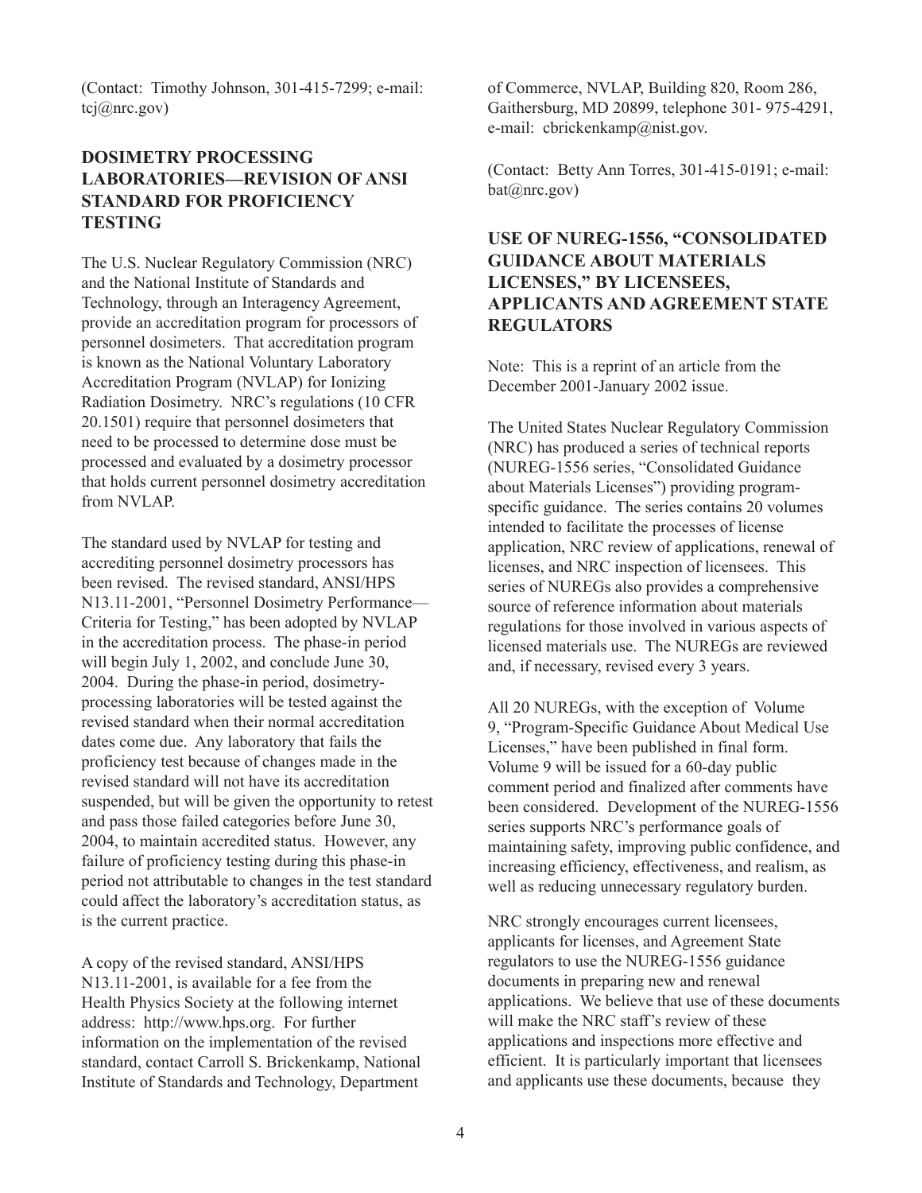(Contact: Timothy Johnson, 301-415-7299; e-mail: tcj@nrc.gov)

## DOSIMETRY PROCESSING LABORATORIES—REVISION OF ANSI STANDARD FOR PROFICIENCY TESTING

The U.S. Nuclear Regulatory Commission (NRC) and the National Institute of Standards and Technology, through an Interagency Agreement, provide an accreditation program for processors of personnel dosimeters. That accreditation program is known as the National Voluntary Laboratory Accreditation Program (NVLAP) for Ionizing Radiation Dosimetry. NRC's regulations (10 CFR 20.1501) require that personnel dosimeters that need to be processed to determine dose must be processed and evaluated by a dosimetry processor that holds current personnel dosimetry accreditation from NVLAP.

The standard used by NVLAP for testing and accrediting personnel dosimetry processors has been revised. The revised standard, ANSI/HPS N13.11-2001, "Personnel Dosimetry Performance—Criteria for Testing," has been adopted by NVLAP in the accreditation process. The phase-in period will begin July 1, 2002, and conclude June 30, 2004. During the phase-in period, dosimetry-processing laboratories will be tested against the revised standard when their normal accreditation dates come due. Any laboratory that fails the proficiency test because of changes made in the revised standard will not have its accreditation suspended, but will be given the opportunity to retest and pass those failed categories before June 30, 2004, to maintain accredited status. However, any failure of proficiency testing during this phase-in period not attributable to changes in the test standard could affect the laboratory's accreditation status, as is the current practice.

A copy of the revised standard, ANSI/HPS N13.11-2001, is available for a fee from the Health Physics Society at the following internet address: http://www.hps.org. For further information on the implementation of the revised standard, contact Carroll S. Brickenkamp, National Institute of Standards and Technology, Department of Commerce, NVLAP, Building 820, Room 286, Gaithersburg, MD 20899, telephone 301- 975-4291, e-mail: cbrickenkamp@nist.gov.

(Contact: Betty Ann Torres, 301-415-0191; e-mail: bat@nrc.gov)

## USE OF NUREG-1556, "CONSOLIDATED GUIDANCE ABOUT MATERIALS LICENSES," BY LICENSEES, APPLICANTS AND AGREEMENT STATE REGULATORS

Note: This is a reprint of an article from the December 2001-January 2002 issue.

The United States Nuclear Regulatory Commission (NRC) has produced a series of technical reports (NUREG-1556 series, "Consolidated Guidance about Materials Licenses") providing program-specific guidance. The series contains 20 volumes intended to facilitate the processes of license application, NRC review of applications, renewal of licenses, and NRC inspection of licensees. This series of NUREGs also provides a comprehensive source of reference information about materials regulations for those involved in various aspects of licensed materials use. The NUREGs are reviewed and, if necessary, revised every 3 years.

All 20 NUREGs, with the exception of Volume 9, "Program-Specific Guidance About Medical Use Licenses," have been published in final form. Volume 9 will be issued for a 60-day public comment period and finalized after comments have been considered. Development of the NUREG-1556 series supports NRC's performance goals of maintaining safety, improving public confidence, and increasing efficiency, effectiveness, and realism, as well as reducing unnecessary regulatory burden.

NRC strongly encourages current licensees, applicants for licenses, and Agreement State regulators to use the NUREG-1556 guidance documents in preparing new and renewal applications. We believe that use of these documents will make the NRC staff's review of these applications and inspections more effective and efficient. It is particularly important that licensees and applicants use these documents, because they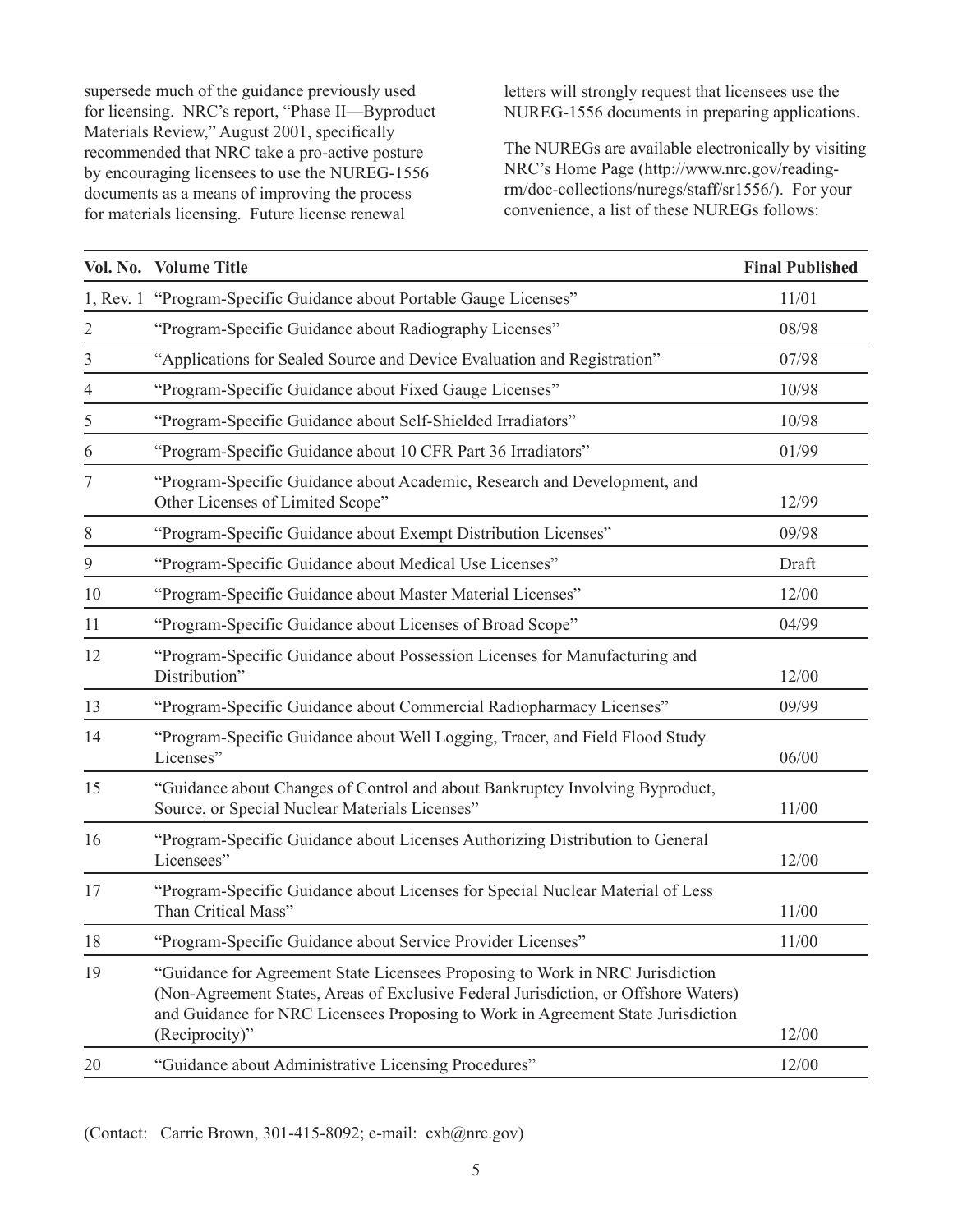supersede much of the guidance previously used for licensing. NRC's report, "Phase II—Byproduct Materials Review," August 2001, specifically recommended that NRC take a pro-active posture by encouraging licensees to use the NUREG-1556 documents as a means of improving the process for materials licensing. Future license renewal letters will strongly request that licensees use the NUREG-1556 documents in preparing applications.

The NUREGs are available electronically by visiting NRC's Home Page (http://www.nrc.gov/reading-rm/doc-collections/nuregs/staff/sr1556/). For your convenience, a list of these NUREGs follows:

| Vol. No. | Volume Title | Final Published |
|---|---|---|
| 1, Rev. 1 | "Program-Specific Guidance about Portable Gauge Licenses" | 11/01 |
| 2 | "Program-Specific Guidance about Radiography Licenses" | 08/98 |
| 3 | "Applications for Sealed Source and Device Evaluation and Registration" | 07/98 |
| 4 | "Program-Specific Guidance about Fixed Gauge Licenses" | 10/98 |
| 5 | "Program-Specific Guidance about Self-Shielded Irradiators" | 10/98 |
| 6 | "Program-Specific Guidance about 10 CFR Part 36 Irradiators" | 01/99 |
| 7 | "Program-Specific Guidance about Academic, Research and Development, and Other Licenses of Limited Scope" | 12/99 |
| 8 | "Program-Specific Guidance about Exempt Distribution Licenses" | 09/98 |
| 9 | "Program-Specific Guidance about Medical Use Licenses" | Draft |
| 10 | "Program-Specific Guidance about Master Material Licenses" | 12/00 |
| 11 | "Program-Specific Guidance about Licenses of Broad Scope" | 04/99 |
| 12 | "Program-Specific Guidance about Possession Licenses for Manufacturing and Distribution" | 12/00 |
| 13 | "Program-Specific Guidance about Commercial Radiopharmacy Licenses" | 09/99 |
| 14 | "Program-Specific Guidance about Well Logging, Tracer, and Field Flood Study Licenses" | 06/00 |
| 15 | "Guidance about Changes of Control and about Bankruptcy Involving Byproduct, Source, or Special Nuclear Materials Licenses" | 11/00 |
| 16 | "Program-Specific Guidance about Licenses Authorizing Distribution to General Licensees" | 12/00 |
| 17 | "Program-Specific Guidance about Licenses for Special Nuclear Material of Less Than Critical Mass" | 11/00 |
| 18 | "Program-Specific Guidance about Service Provider Licenses" | 11/00 |
| 19 | "Guidance for Agreement State Licensees Proposing to Work in NRC Jurisdiction (Non-Agreement States, Areas of Exclusive Federal Jurisdiction, or Offshore Waters) and Guidance for NRC Licensees Proposing to Work in Agreement State Jurisdiction (Reciprocity)" | 12/00 |
| 20 | "Guidance about Administrative Licensing Procedures" | 12/00 |

(Contact: Carrie Brown, 301-415-8092; e-mail: cxb@nrc.gov)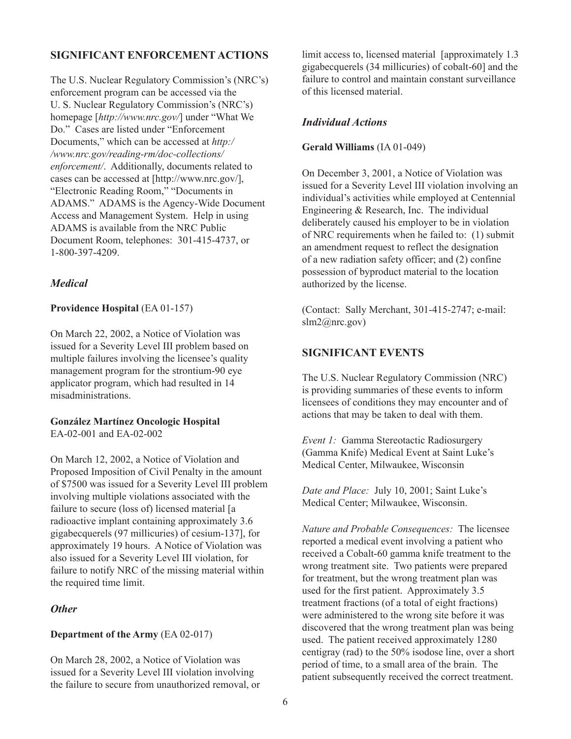## SIGNIFICANT ENFORCEMENT ACTIONS

The U.S. Nuclear Regulatory Commission's (NRC's) enforcement program can be accessed via the U. S. Nuclear Regulatory Commission's (NRC's) homepage [*http://www.nrc.gov/*] under "What We Do." Cases are listed under "Enforcement Documents," which can be accessed at *http://www.nrc.gov/reading-rm/doc-collections/enforcement/*. Additionally, documents related to cases can be accessed at [http://www.nrc.gov/], "Electronic Reading Room," "Documents in ADAMS." ADAMS is the Agency-Wide Document Access and Management System. Help in using ADAMS is available from the NRC Public Document Room, telephones: 301-415-4737, or 1-800-397-4209.

### *Medical*

**Providence Hospital** (EA 01-157)

On March 22, 2002, a Notice of Violation was issued for a Severity Level III problem based on multiple failures involving the licensee's quality management program for the strontium-90 eye applicator program, which had resulted in 14 misadministrations.

**González Martínez Oncologic Hospital**
EA-02-001 and EA-02-002

On March 12, 2002, a Notice of Violation and Proposed Imposition of Civil Penalty in the amount of $7500 was issued for a Severity Level III problem involving multiple violations associated with the failure to secure (loss of) licensed material [a radioactive implant containing approximately 3.6 gigabecquerels (97 millicuries) of cesium-137], for approximately 19 hours. A Notice of Violation was also issued for a Severity Level III violation, for failure to notify NRC of the missing material within the required time limit.

### *Other*

**Department of the Army** (EA 02-017)

On March 28, 2002, a Notice of Violation was issued for a Severity Level III violation involving the failure to secure from unauthorized removal, or limit access to, licensed material [approximately 1.3 gigabecquerels (34 millicuries) of cobalt-60] and the failure to control and maintain constant surveillance of this licensed material.

### *Individual Actions*

**Gerald Williams** (IA 01-049)

On December 3, 2001, a Notice of Violation was issued for a Severity Level III violation involving an individual's activities while employed at Centennial Engineering & Research, Inc. The individual deliberately caused his employer to be in violation of NRC requirements when he failed to: (1) submit an amendment request to reflect the designation of a new radiation safety officer; and (2) confine possession of byproduct material to the location authorized by the license.

(Contact: Sally Merchant, 301-415-2747; e-mail: slm2@nrc.gov)

## SIGNIFICANT EVENTS

The U.S. Nuclear Regulatory Commission (NRC) is providing summaries of these events to inform licensees of conditions they may encounter and of actions that may be taken to deal with them.

*Event 1:* Gamma Stereotactic Radiosurgery (Gamma Knife) Medical Event at Saint Luke's Medical Center, Milwaukee, Wisconsin

*Date and Place:* July 10, 2001; Saint Luke's Medical Center; Milwaukee, Wisconsin.

*Nature and Probable Consequences:* The licensee reported a medical event involving a patient who received a Cobalt-60 gamma knife treatment to the wrong treatment site. Two patients were prepared for treatment, but the wrong treatment plan was used for the first patient. Approximately 3.5 treatment fractions (of a total of eight fractions) were administered to the wrong site before it was discovered that the wrong treatment plan was being used. The patient received approximately 1280 centigray (rad) to the 50% isodose line, over a short period of time, to a small area of the brain. The patient subsequently received the correct treatment.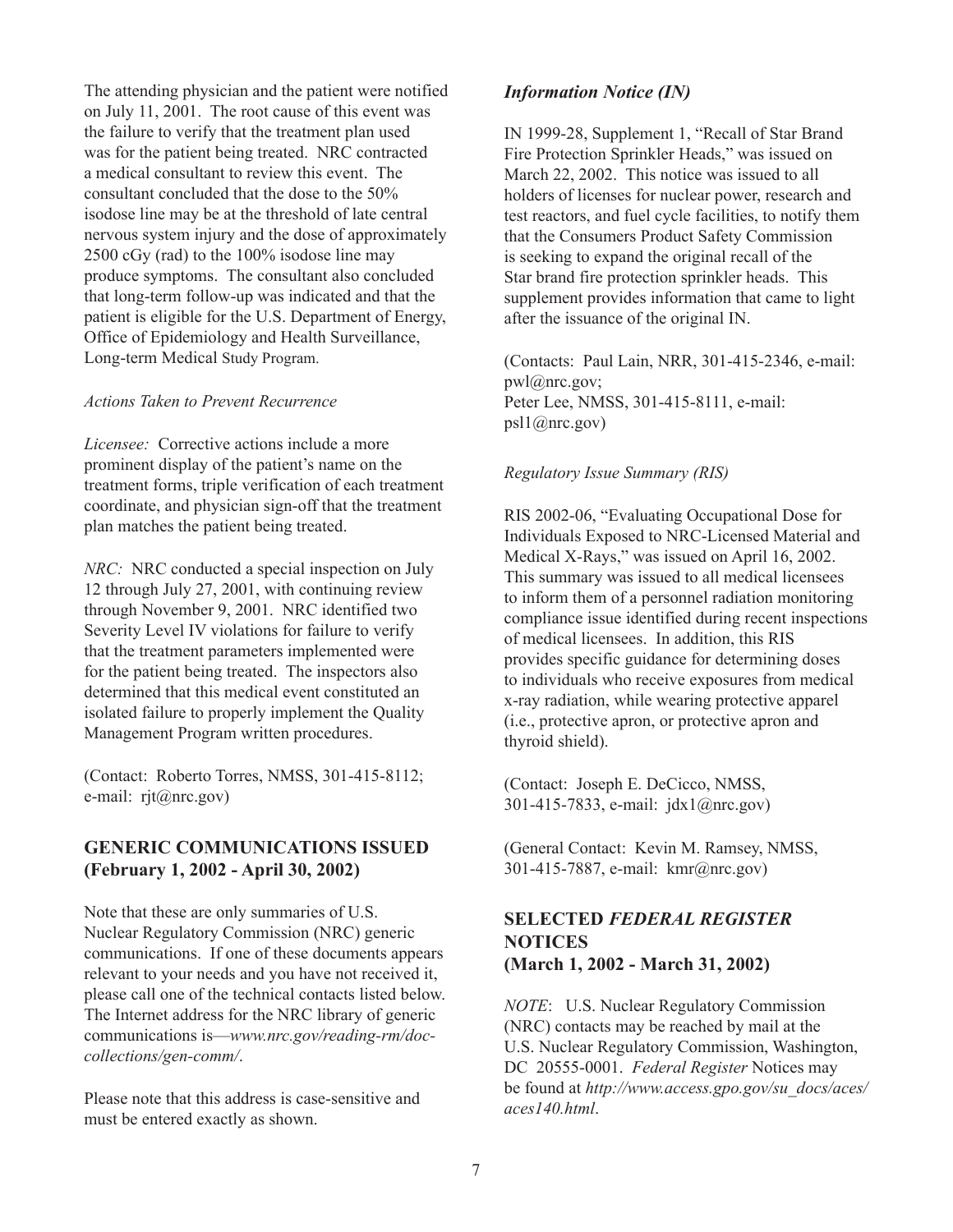The attending physician and the patient were notified on July 11, 2001. The root cause of this event was the failure to verify that the treatment plan used was for the patient being treated. NRC contracted a medical consultant to review this event. The consultant concluded that the dose to the 50% isodose line may be at the threshold of late central nervous system injury and the dose of approximately 2500 cGy (rad) to the 100% isodose line may produce symptoms. The consultant also concluded that long-term follow-up was indicated and that the patient is eligible for the U.S. Department of Energy, Office of Epidemiology and Health Surveillance, Long-term Medical Study Program.

*Actions Taken to Prevent Recurrence*

*Licensee:* Corrective actions include a more prominent display of the patient's name on the treatment forms, triple verification of each treatment coordinate, and physician sign-off that the treatment plan matches the patient being treated.

*NRC:* NRC conducted a special inspection on July 12 through July 27, 2001, with continuing review through November 9, 2001. NRC identified two Severity Level IV violations for failure to verify that the treatment parameters implemented were for the patient being treated. The inspectors also determined that this medical event constituted an isolated failure to properly implement the Quality Management Program written procedures.

(Contact: Roberto Torres, NMSS, 301-415-8112; e-mail: rjt@nrc.gov)

## GENERIC COMMUNICATIONS ISSUED (February 1, 2002 - April 30, 2002)

Note that these are only summaries of U.S. Nuclear Regulatory Commission (NRC) generic communications. If one of these documents appears relevant to your needs and you have not received it, please call one of the technical contacts listed below. The Internet address for the NRC library of generic communications is—*www.nrc.gov/reading-rm/doc-collections/gen-comm/*.

Please note that this address is case-sensitive and must be entered exactly as shown.

### *Information Notice (IN)*

IN 1999-28, Supplement 1, "Recall of Star Brand Fire Protection Sprinkler Heads," was issued on March 22, 2002. This notice was issued to all holders of licenses for nuclear power, research and test reactors, and fuel cycle facilities, to notify them that the Consumers Product Safety Commission is seeking to expand the original recall of the Star brand fire protection sprinkler heads. This supplement provides information that came to light after the issuance of the original IN.

(Contacts: Paul Lain, NRR, 301-415-2346, e-mail: pwl@nrc.gov;
Peter Lee, NMSS, 301-415-8111, e-mail: psl1@nrc.gov)

*Regulatory Issue Summary (RIS)*

RIS 2002-06, "Evaluating Occupational Dose for Individuals Exposed to NRC-Licensed Material and Medical X-Rays," was issued on April 16, 2002. This summary was issued to all medical licensees to inform them of a personnel radiation monitoring compliance issue identified during recent inspections of medical licensees. In addition, this RIS provides specific guidance for determining doses to individuals who receive exposures from medical x-ray radiation, while wearing protective apparel (i.e., protective apron, or protective apron and thyroid shield).

(Contact: Joseph E. DeCicco, NMSS, 301-415-7833, e-mail: jdx1@nrc.gov)

(General Contact: Kevin M. Ramsey, NMSS, 301-415-7887, e-mail: kmr@nrc.gov)

## SELECTED *FEDERAL REGISTER* NOTICES (March 1, 2002 - March 31, 2002)

*NOTE*: U.S. Nuclear Regulatory Commission (NRC) contacts may be reached by mail at the U.S. Nuclear Regulatory Commission, Washington, DC 20555-0001. *Federal Register* Notices may be found at *http://www.access.gpo.gov/su_docs/aces/aces140.html*.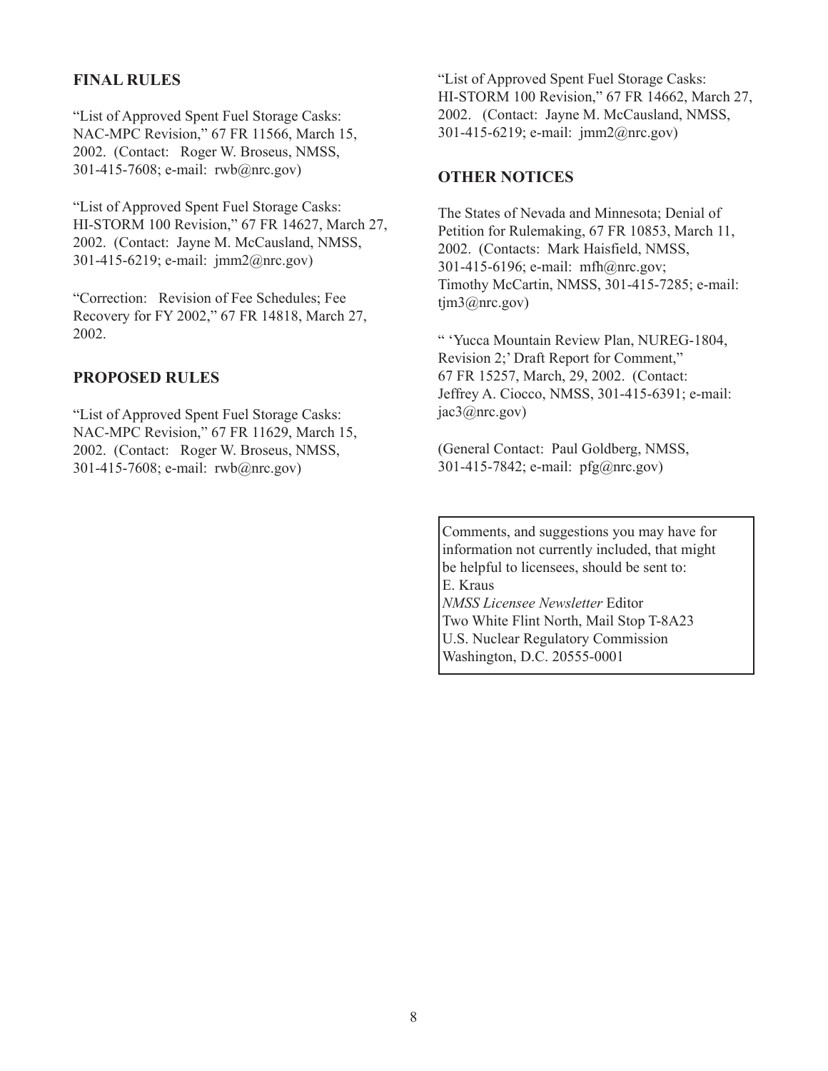## FINAL RULES

"List of Approved Spent Fuel Storage Casks: NAC-MPC Revision," 67 FR 11566, March 15, 2002. (Contact: Roger W. Broseus, NMSS, 301-415-7608; e-mail: rwb@nrc.gov)

"List of Approved Spent Fuel Storage Casks: HI-STORM 100 Revision," 67 FR 14627, March 27, 2002. (Contact: Jayne M. McCausland, NMSS, 301-415-6219; e-mail: jmm2@nrc.gov)

"Correction: Revision of Fee Schedules; Fee Recovery for FY 2002," 67 FR 14818, March 27, 2002.

## PROPOSED RULES

"List of Approved Spent Fuel Storage Casks: NAC-MPC Revision," 67 FR 11629, March 15, 2002. (Contact: Roger W. Broseus, NMSS, 301-415-7608; e-mail: rwb@nrc.gov)

"List of Approved Spent Fuel Storage Casks: HI-STORM 100 Revision," 67 FR 14662, March 27, 2002. (Contact: Jayne M. McCausland, NMSS, 301-415-6219; e-mail: jmm2@nrc.gov)

## OTHER NOTICES

The States of Nevada and Minnesota; Denial of Petition for Rulemaking, 67 FR 10853, March 11, 2002. (Contacts: Mark Haisfield, NMSS, 301-415-6196; e-mail: mfh@nrc.gov; Timothy McCartin, NMSS, 301-415-7285; e-mail: tjm3@nrc.gov)

" 'Yucca Mountain Review Plan, NUREG-1804, Revision 2;' Draft Report for Comment," 67 FR 15257, March, 29, 2002. (Contact: Jeffrey A. Ciocco, NMSS, 301-415-6391; e-mail: jac3@nrc.gov)

(General Contact: Paul Goldberg, NMSS, 301-415-7842; e-mail: pfg@nrc.gov)

Comments, and suggestions you may have for information not currently included, that might be helpful to licensees, should be sent to:
E. Kraus
*NMSS Licensee Newsletter* Editor
Two White Flint North, Mail Stop T-8A23
U.S. Nuclear Regulatory Commission
Washington, D.C. 20555-0001